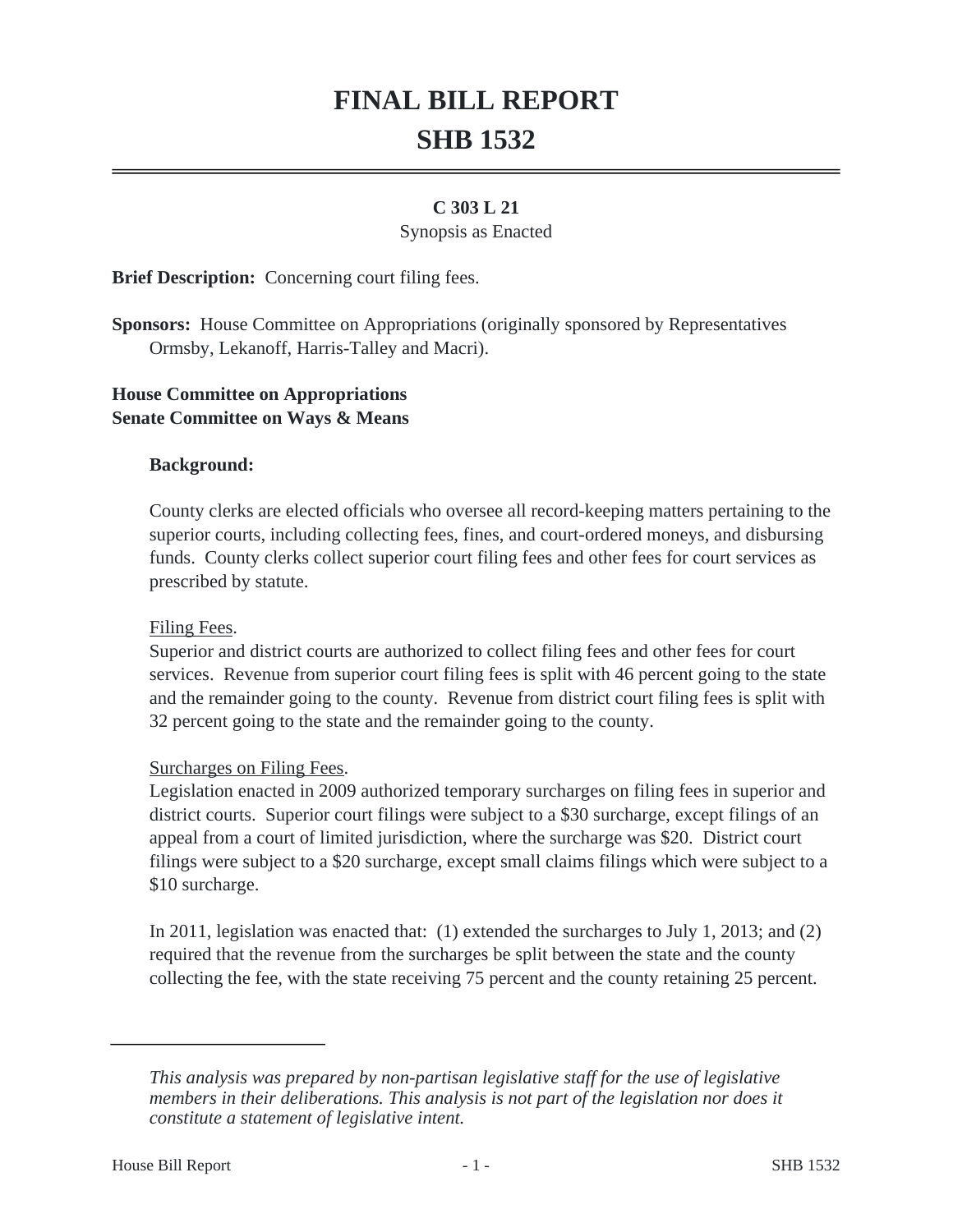# FINAL BILL REPORT

# SHB 1532

**C 303 L 21**

Synopsis as Enacted

**Brief Description:** Concerning court filing fees.

**Sponsors:** House Committee on Appropriations (originally sponsored by Representatives Ormsby, Lekanoff, Harris-Talley and Macri).

**House Committee on Appropriations**
**Senate Committee on Ways & Means**

**Background:**

County clerks are elected officials who oversee all record-keeping matters pertaining to the superior courts, including collecting fees, fines, and court-ordered moneys, and disbursing funds. County clerks collect superior court filing fees and other fees for court services as prescribed by statute.

Filing Fees.

Superior and district courts are authorized to collect filing fees and other fees for court services. Revenue from superior court filing fees is split with 46 percent going to the state and the remainder going to the county. Revenue from district court filing fees is split with 32 percent going to the state and the remainder going to the county.

Surcharges on Filing Fees.

Legislation enacted in 2009 authorized temporary surcharges on filing fees in superior and district courts. Superior court filings were subject to a $30 surcharge, except filings of an appeal from a court of limited jurisdiction, where the surcharge was $20. District court filings were subject to a $20 surcharge, except small claims filings which were subject to a $10 surcharge.

In 2011, legislation was enacted that: (1) extended the surcharges to July 1, 2013; and (2) required that the revenue from the surcharges be split between the state and the county collecting the fee, with the state receiving 75 percent and the county retaining 25 percent.

---

*This analysis was prepared by non-partisan legislative staff for the use of legislative members in their deliberations. This analysis is not part of the legislation nor does it constitute a statement of legislative intent.*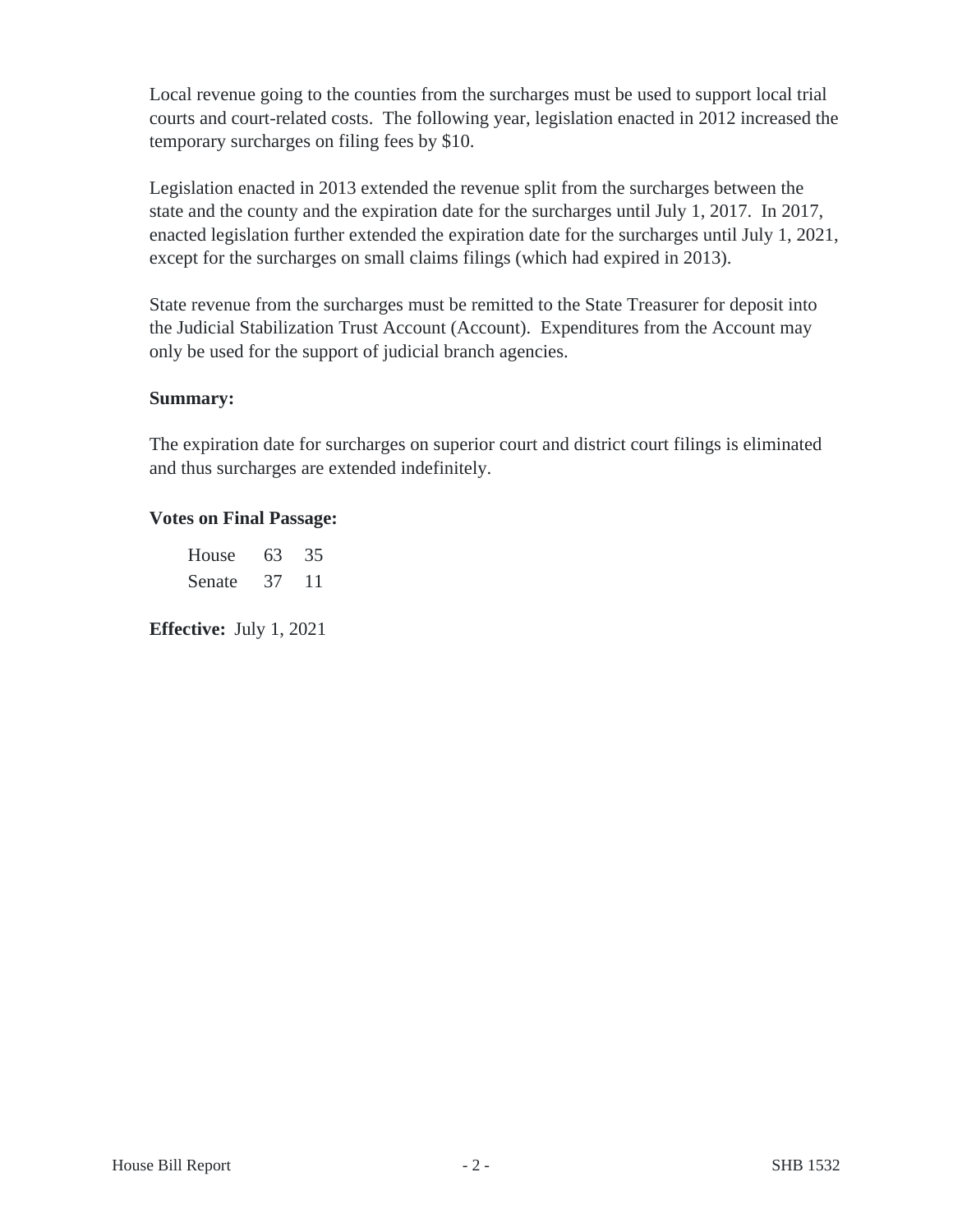Local revenue going to the counties from the surcharges must be used to support local trial courts and court-related costs. The following year, legislation enacted in 2012 increased the temporary surcharges on filing fees by $10.

Legislation enacted in 2013 extended the revenue split from the surcharges between the state and the county and the expiration date for the surcharges until July 1, 2017. In 2017, enacted legislation further extended the expiration date for the surcharges until July 1, 2021, except for the surcharges on small claims filings (which had expired in 2013).

State revenue from the surcharges must be remitted to the State Treasurer for deposit into the Judicial Stabilization Trust Account (Account). Expenditures from the Account may only be used for the support of judicial branch agencies.

**Summary:**

The expiration date for surcharges on superior court and district court filings is eliminated and thus surcharges are extended indefinitely.

**Votes on Final Passage:**

| | | |
|---|---|---|
| House | 63 | 35 |
| Senate | 37 | 11 |

**Effective:** July 1, 2021